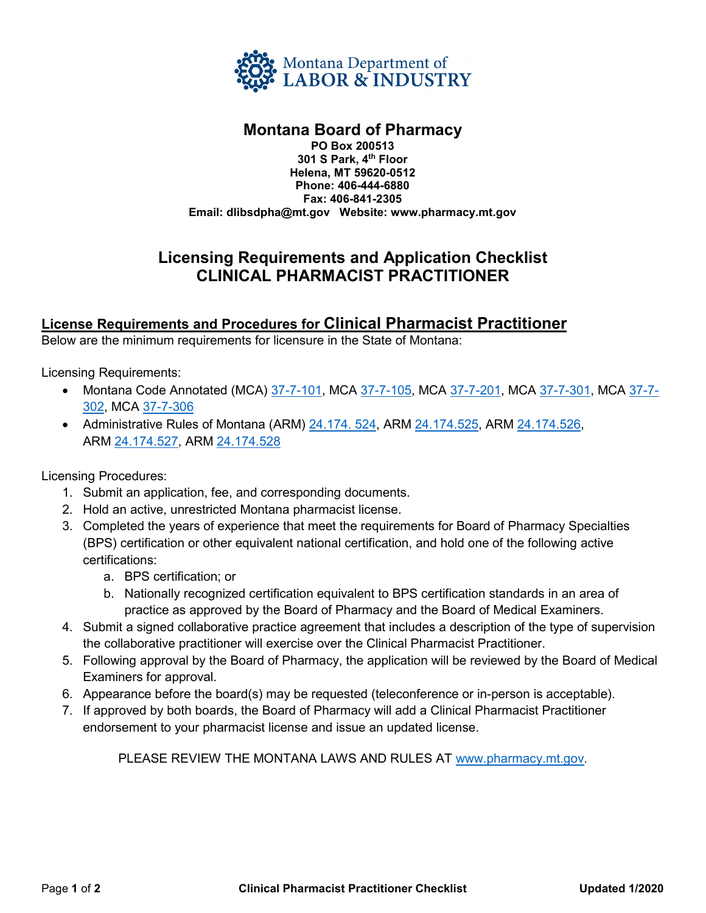Montana Department of LABOR & INDUSTRY

# Montana Board of Pharmacy

**PO Box 200513**
**301 S Park, 4th Floor**
**Helena, MT 59620-0512**
**Phone: 406-444-6880**
**Fax: 406-841-2305**
**Email: dlibsdpha@mt.gov Website: www.pharmacy.mt.gov**

## Licensing Requirements and Application Checklist CLINICAL PHARMACIST PRACTITIONER

### License Requirements and Procedures for Clinical Pharmacist Practitioner

Below are the minimum requirements for licensure in the State of Montana:

Licensing Requirements:

- Montana Code Annotated (MCA) 37-7-101, MCA 37-7-105, MCA 37-7-201, MCA 37-7-301, MCA 37-7-302, MCA 37-7-306
- Administrative Rules of Montana (ARM) 24.174. 524, ARM 24.174.525, ARM 24.174.526, ARM 24.174.527, ARM 24.174.528

Licensing Procedures:

1. Submit an application, fee, and corresponding documents.
2. Hold an active, unrestricted Montana pharmacist license.
3. Completed the years of experience that meet the requirements for Board of Pharmacy Specialties (BPS) certification or other equivalent national certification, and hold one of the following active certifications:
   a. BPS certification; or
   b. Nationally recognized certification equivalent to BPS certification standards in an area of practice as approved by the Board of Pharmacy and the Board of Medical Examiners.
4. Submit a signed collaborative practice agreement that includes a description of the type of supervision the collaborative practitioner will exercise over the Clinical Pharmacist Practitioner.
5. Following approval by the Board of Pharmacy, the application will be reviewed by the Board of Medical Examiners for approval.
6. Appearance before the board(s) may be requested (teleconference or in-person is acceptable).
7. If approved by both boards, the Board of Pharmacy will add a Clinical Pharmacist Practitioner endorsement to your pharmacist license and issue an updated license.

PLEASE REVIEW THE MONTANA LAWS AND RULES AT www.pharmacy.mt.gov.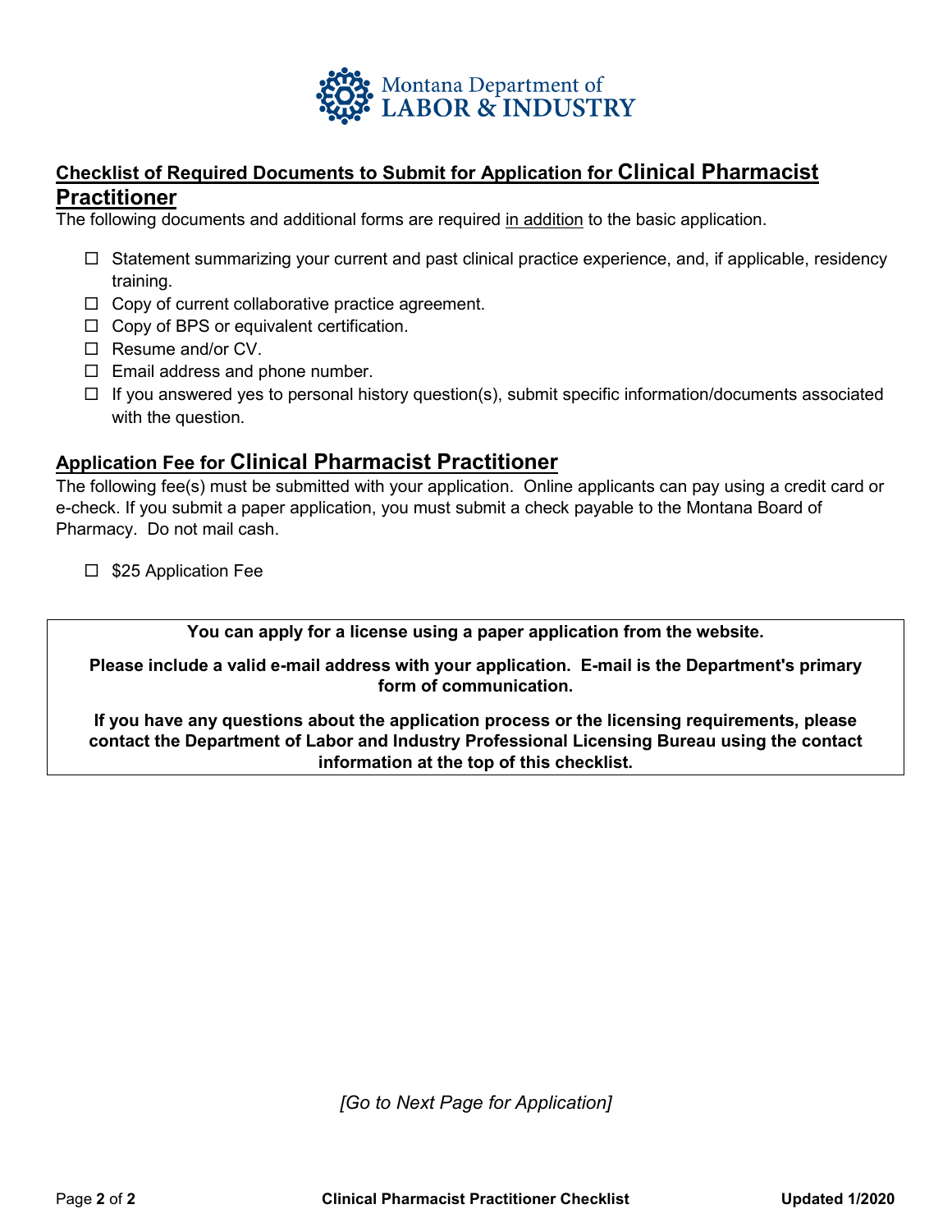Montana Department of LABOR & INDUSTRY

## Checklist of Required Documents to Submit for Application for Clinical Pharmacist Practitioner

The following documents and additional forms are required in addition to the basic application.

- ☐ Statement summarizing your current and past clinical practice experience, and, if applicable, residency training.
- ☐ Copy of current collaborative practice agreement.
- ☐ Copy of BPS or equivalent certification.
- ☐ Resume and/or CV.
- ☐ Email address and phone number.
- ☐ If you answered yes to personal history question(s), submit specific information/documents associated with the question.

## Application Fee for Clinical Pharmacist Practitioner

The following fee(s) must be submitted with your application. Online applicants can pay using a credit card or e-check. If you submit a paper application, you must submit a check payable to the Montana Board of Pharmacy. Do not mail cash.

- ☐ $25 Application Fee

**You can apply for a license using a paper application from the website.**

**Please include a valid e-mail address with your application. E-mail is the Department's primary form of communication.**

**If you have any questions about the application process or the licensing requirements, please contact the Department of Labor and Industry Professional Licensing Bureau using the contact information at the top of this checklist.**

*[Go to Next Page for Application]*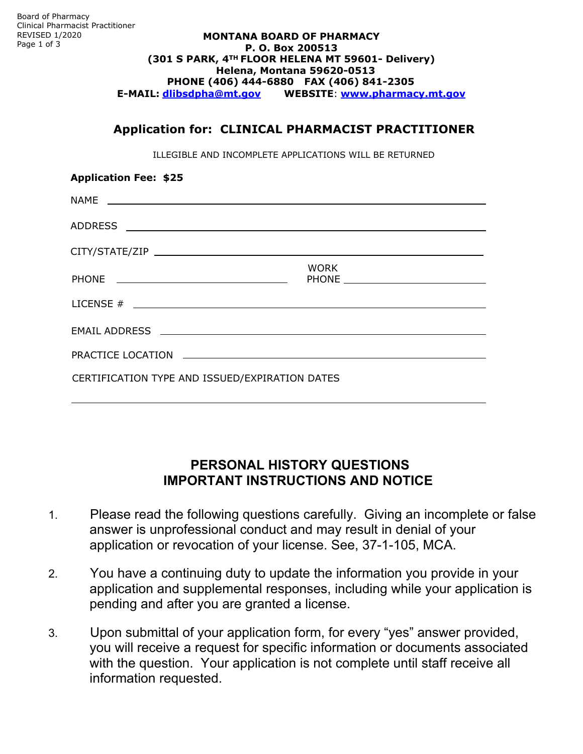**MONTANA BOARD OF PHARMACY**
**P. O. Box 200513**
**(301 S PARK, 4TH FLOOR HELENA MT 59601- Delivery)**
**Helena, Montana 59620-0513**
**PHONE (406) 444-6880 FAX (406) 841-2305**
**E-MAIL: dlibsdpha@mt.gov WEBSITE: www.pharmacy.mt.gov**

## Application for: CLINICAL PHARMACIST PRACTITIONER

ILLEGIBLE AND INCOMPLETE APPLICATIONS WILL BE RETURNED

**Application Fee: $25**

NAME ______________________________________________

ADDRESS ______________________________________________

CITY/STATE/ZIP ______________________________________________

PHONE ______________________ WORK PHONE ______________________

LICENSE # ______________________________________________

EMAIL ADDRESS ______________________________________________

PRACTICE LOCATION ______________________________________________

CERTIFICATION TYPE AND ISSUED/EXPIRATION DATES

______________________________________________

## PERSONAL HISTORY QUESTIONS IMPORTANT INSTRUCTIONS AND NOTICE

1. Please read the following questions carefully. Giving an incomplete or false answer is unprofessional conduct and may result in denial of your application or revocation of your license. See, 37-1-105, MCA.

2. You have a continuing duty to update the information you provide in your application and supplemental responses, including while your application is pending and after you are granted a license.

3. Upon submittal of your application form, for every "yes" answer provided, you will receive a request for specific information or documents associated with the question. Your application is not complete until staff receive all information requested.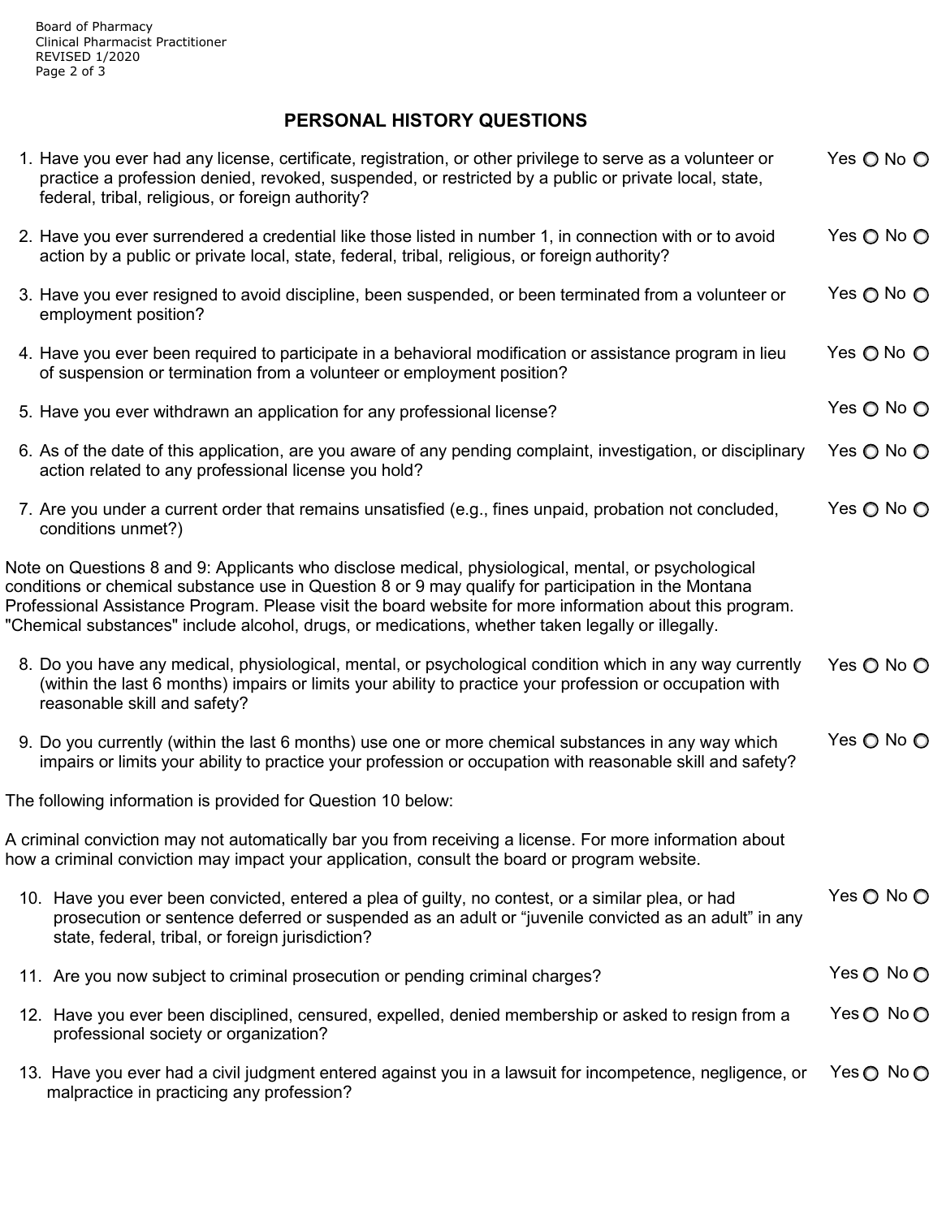## PERSONAL HISTORY QUESTIONS

1. Have you ever had any license, certificate, registration, or other privilege to serve as a volunteer or practice a profession denied, revoked, suspended, or restricted by a public or private local, state, federal, tribal, religious, or foreign authority? Yes ○ No ○

2. Have you ever surrendered a credential like those listed in number 1, in connection with or to avoid action by a public or private local, state, federal, tribal, religious, or foreign authority? Yes ○ No ○

3. Have you ever resigned to avoid discipline, been suspended, or been terminated from a volunteer or employment position? Yes ○ No ○

4. Have you ever been required to participate in a behavioral modification or assistance program in lieu of suspension or termination from a volunteer or employment position? Yes ○ No ○

5. Have you ever withdrawn an application for any professional license? Yes ○ No ○

6. As of the date of this application, are you aware of any pending complaint, investigation, or disciplinary action related to any professional license you hold? Yes ○ No ○

7. Are you under a current order that remains unsatisfied (e.g., fines unpaid, probation not concluded, conditions unmet?) Yes ○ No ○

Note on Questions 8 and 9: Applicants who disclose medical, physiological, mental, or psychological conditions or chemical substance use in Question 8 or 9 may qualify for participation in the Montana Professional Assistance Program. Please visit the board website for more information about this program. "Chemical substances" include alcohol, drugs, or medications, whether taken legally or illegally.

8. Do you have any medical, physiological, mental, or psychological condition which in any way currently (within the last 6 months) impairs or limits your ability to practice your profession or occupation with reasonable skill and safety? Yes ○ No ○

9. Do you currently (within the last 6 months) use one or more chemical substances in any way which impairs or limits your ability to practice your profession or occupation with reasonable skill and safety? Yes ○ No ○

The following information is provided for Question 10 below:

A criminal conviction may not automatically bar you from receiving a license. For more information about how a criminal conviction may impact your application, consult the board or program website.

10. Have you ever been convicted, entered a plea of guilty, no contest, or a similar plea, or had prosecution or sentence deferred or suspended as an adult or "juvenile convicted as an adult" in any state, federal, tribal, or foreign jurisdiction? Yes ○ No ○

11. Are you now subject to criminal prosecution or pending criminal charges? Yes ○ No ○

12. Have you ever been disciplined, censured, expelled, denied membership or asked to resign from a professional society or organization? Yes ○ No ○

13. Have you ever had a civil judgment entered against you in a lawsuit for incompetence, negligence, or malpractice in practicing any profession? Yes ○ No ○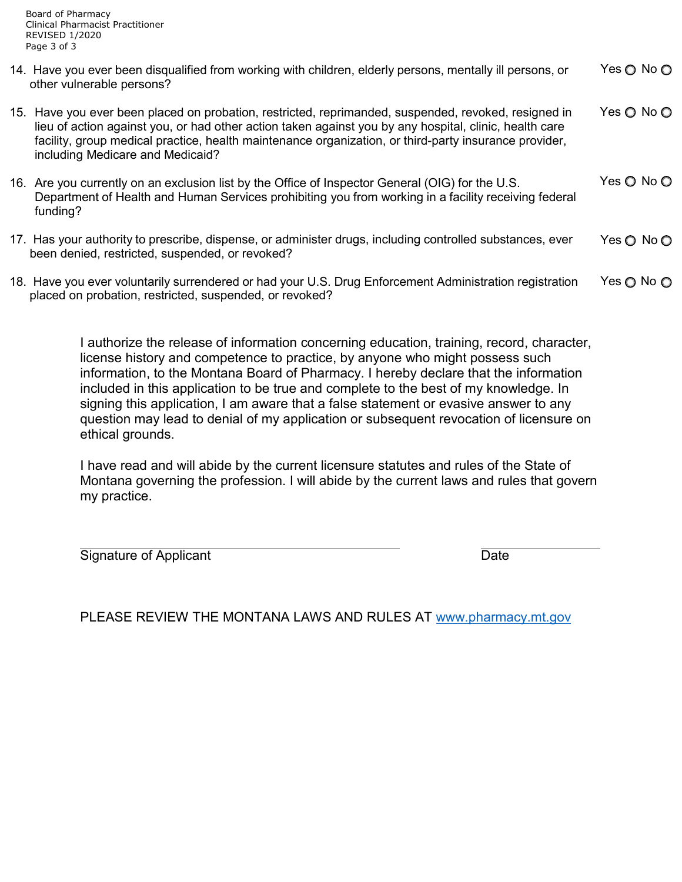14. Have you ever been disqualified from working with children, elderly persons, mentally ill persons, or other vulnerable persons? Yes ○ No ○

15. Have you ever been placed on probation, restricted, reprimanded, suspended, revoked, resigned in lieu of action against you, or had other action taken against you by any hospital, clinic, health care facility, group medical practice, health maintenance organization, or third-party insurance provider, including Medicare and Medicaid? Yes ○ No ○

16. Are you currently on an exclusion list by the Office of Inspector General (OIG) for the U.S. Department of Health and Human Services prohibiting you from working in a facility receiving federal funding? Yes ○ No ○

17. Has your authority to prescribe, dispense, or administer drugs, including controlled substances, ever been denied, restricted, suspended, or revoked? Yes ○ No ○

18. Have you ever voluntarily surrendered or had your U.S. Drug Enforcement Administration registration placed on probation, restricted, suspended, or revoked? Yes ○ No ○

I authorize the release of information concerning education, training, record, character, license history and competence to practice, by anyone who might possess such information, to the Montana Board of Pharmacy. I hereby declare that the information included in this application to be true and complete to the best of my knowledge. In signing this application, I am aware that a false statement or evasive answer to any question may lead to denial of my application or subsequent revocation of licensure on ethical grounds.

I have read and will abide by the current licensure statutes and rules of the State of Montana governing the profession. I will abide by the current laws and rules that govern my practice.

______________________________ ______________

Signature of Applicant Date

PLEASE REVIEW THE MONTANA LAWS AND RULES AT [www.pharmacy.mt.gov](http://www.pharmacy.mt.gov)